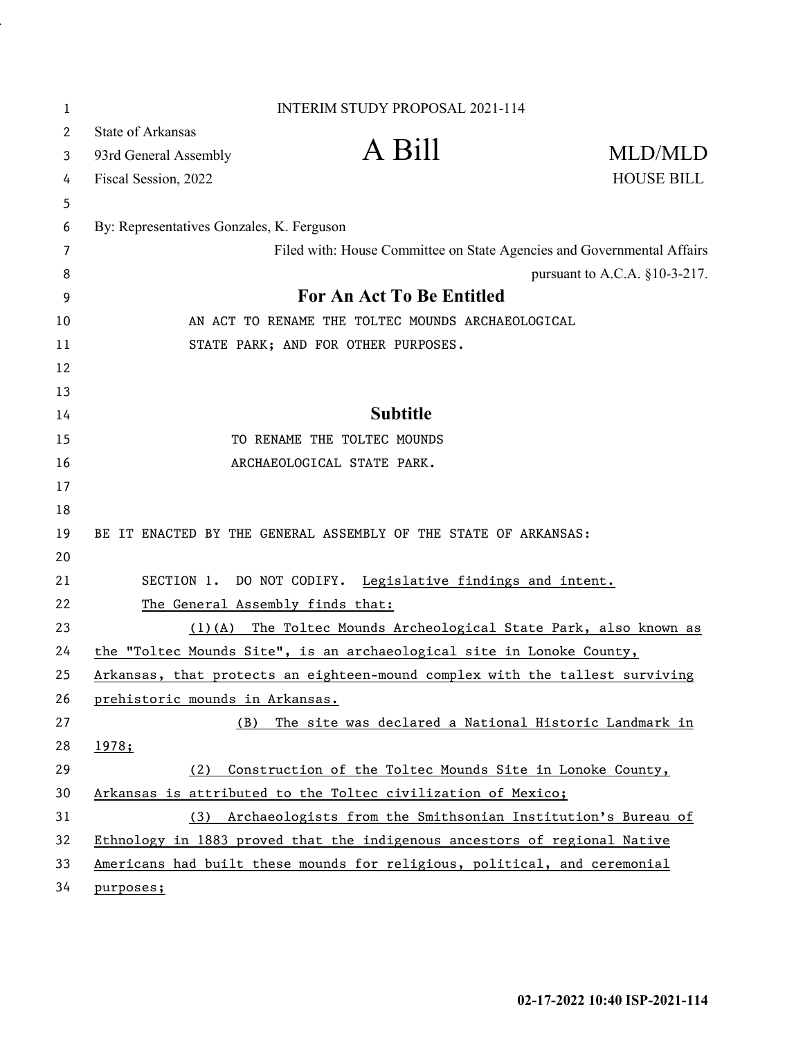INTERIM STUDY PROPOSAL 2021-114

State of Arkansas
93rd General Assembly
Fiscal Session, 2022

# A Bill

MLD/MLD
HOUSE BILL

By: Representatives Gonzales, K. Ferguson

Filed with: House Committee on State Agencies and Governmental Affairs
pursuant to A.C.A. §10-3-217.

## For An Act To Be Entitled

AN ACT TO RENAME THE TOLTEC MOUNDS ARCHAEOLOGICAL STATE PARK; AND FOR OTHER PURPOSES.

## Subtitle

TO RENAME THE TOLTEC MOUNDS ARCHAEOLOGICAL STATE PARK.

BE IT ENACTED BY THE GENERAL ASSEMBLY OF THE STATE OF ARKANSAS:

SECTION 1. DO NOT CODIFY. Legislative findings and intent.

The General Assembly finds that:

(1)(A) The Toltec Mounds Archeological State Park, also known as the "Toltec Mounds Site", is an archaeological site in Lonoke County, Arkansas, that protects an eighteen-mound complex with the tallest surviving prehistoric mounds in Arkansas.

(B) The site was declared a National Historic Landmark in 1978;

(2) Construction of the Toltec Mounds Site in Lonoke County, Arkansas is attributed to the Toltec civilization of Mexico;

(3) Archaeologists from the Smithsonian Institution's Bureau of Ethnology in 1883 proved that the indigenous ancestors of regional Native Americans had built these mounds for religious, political, and ceremonial purposes;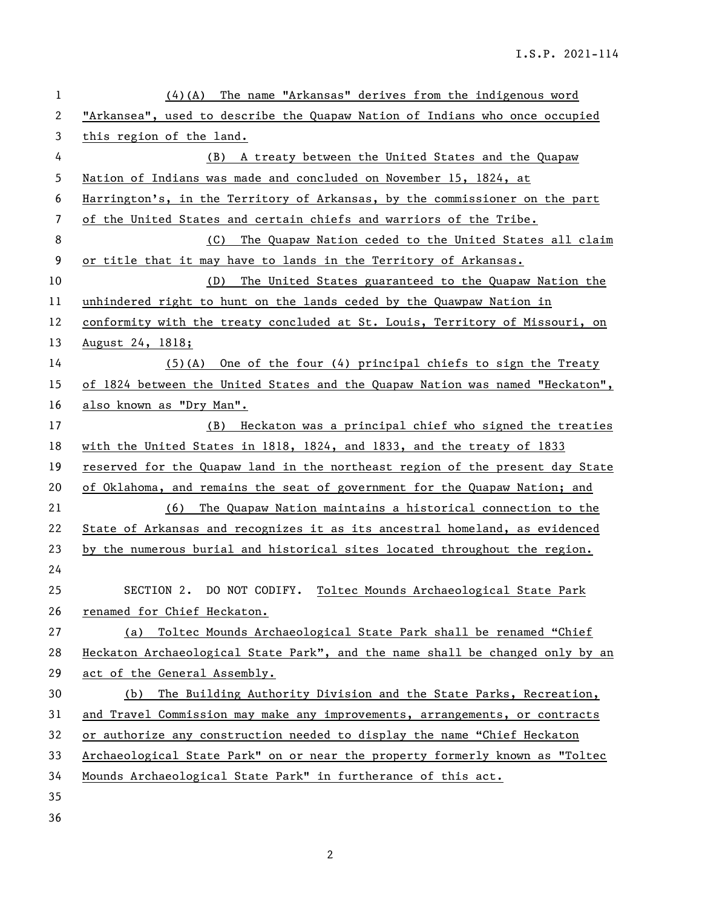(4)(A) The name "Arkansas" derives from the indigenous word "Arkansea", used to describe the Quapaw Nation of Indians who once occupied this region of the land.

(B) A treaty between the United States and the Quapaw Nation of Indians was made and concluded on November 15, 1824, at Harrington's, in the Territory of Arkansas, by the commissioner on the part of the United States and certain chiefs and warriors of the Tribe.

(C) The Quapaw Nation ceded to the United States all claim or title that it may have to lands in the Territory of Arkansas.

(D) The United States guaranteed to the Quapaw Nation the unhindered right to hunt on the lands ceded by the Quawpaw Nation in conformity with the treaty concluded at St. Louis, Territory of Missouri, on August 24, 1818;

(5)(A) One of the four (4) principal chiefs to sign the Treaty of 1824 between the United States and the Quapaw Nation was named "Heckaton", also known as "Dry Man".

(B) Heckaton was a principal chief who signed the treaties with the United States in 1818, 1824, and 1833, and the treaty of 1833 reserved for the Quapaw land in the northeast region of the present day State of Oklahoma, and remains the seat of government for the Quapaw Nation; and

(6) The Quapaw Nation maintains a historical connection to the State of Arkansas and recognizes it as its ancestral homeland, as evidenced by the numerous burial and historical sites located throughout the region.

SECTION 2. DO NOT CODIFY. Toltec Mounds Archaeological State Park renamed for Chief Heckaton.

(a) Toltec Mounds Archaeological State Park shall be renamed "Chief Heckaton Archaeological State Park", and the name shall be changed only by an act of the General Assembly.

(b) The Building Authority Division and the State Parks, Recreation, and Travel Commission may make any improvements, arrangements, or contracts or authorize any construction needed to display the name "Chief Heckaton Archaeological State Park" on or near the property formerly known as "Toltec Mounds Archaeological State Park" in furtherance of this act.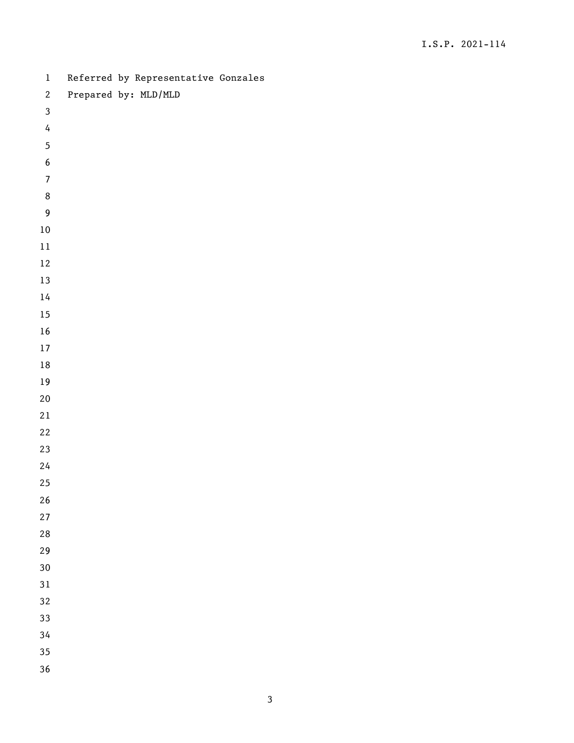Referred by Representative Gonzales
Prepared by: MLD/MLD